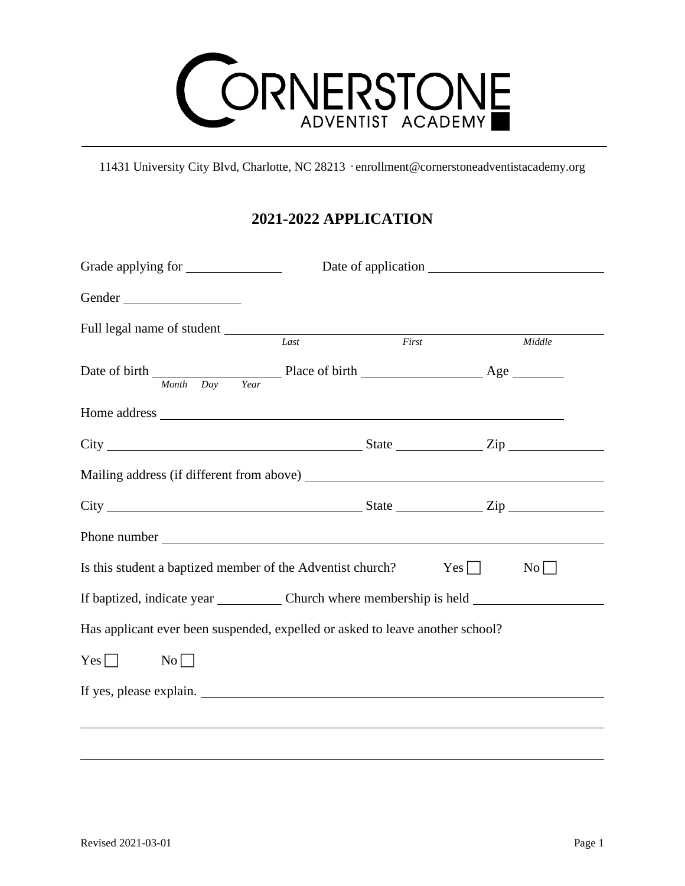# CORNERSTONE ADVENTIST ACADEMY

11431 University City Blvd, Charlotte, NC 28213 · enrollment@cornerstoneadventistacademy.org

## 2021-2022 APPLICATION

Grade applying for ______________ Date of application __________________________

Gender __________________

Full legal name of student ____________________________________________________
*Last* *First* *Middle*

Date of birth ____________________ Place of birth __________________ Age ________
*Month Day Year*

Home address ______________________________________________________________

City ______________________________________ State _____________ Zip ______________

Mailing address (if different from above) __________________________________________

City ______________________________________ State _____________ Zip ______________

Phone number ______________________________________________________________

Is this student a baptized member of the Adventist church? Yes ☐ No ☐

If baptized, indicate year __________ Church where membership is held ___________________

Has applicant ever been suspended, expelled or asked to leave another school?

Yes ☐ No ☐

If yes, please explain. _________________________________________________________

______________________________________________________________________________

______________________________________________________________________________

Revised 2021-03-01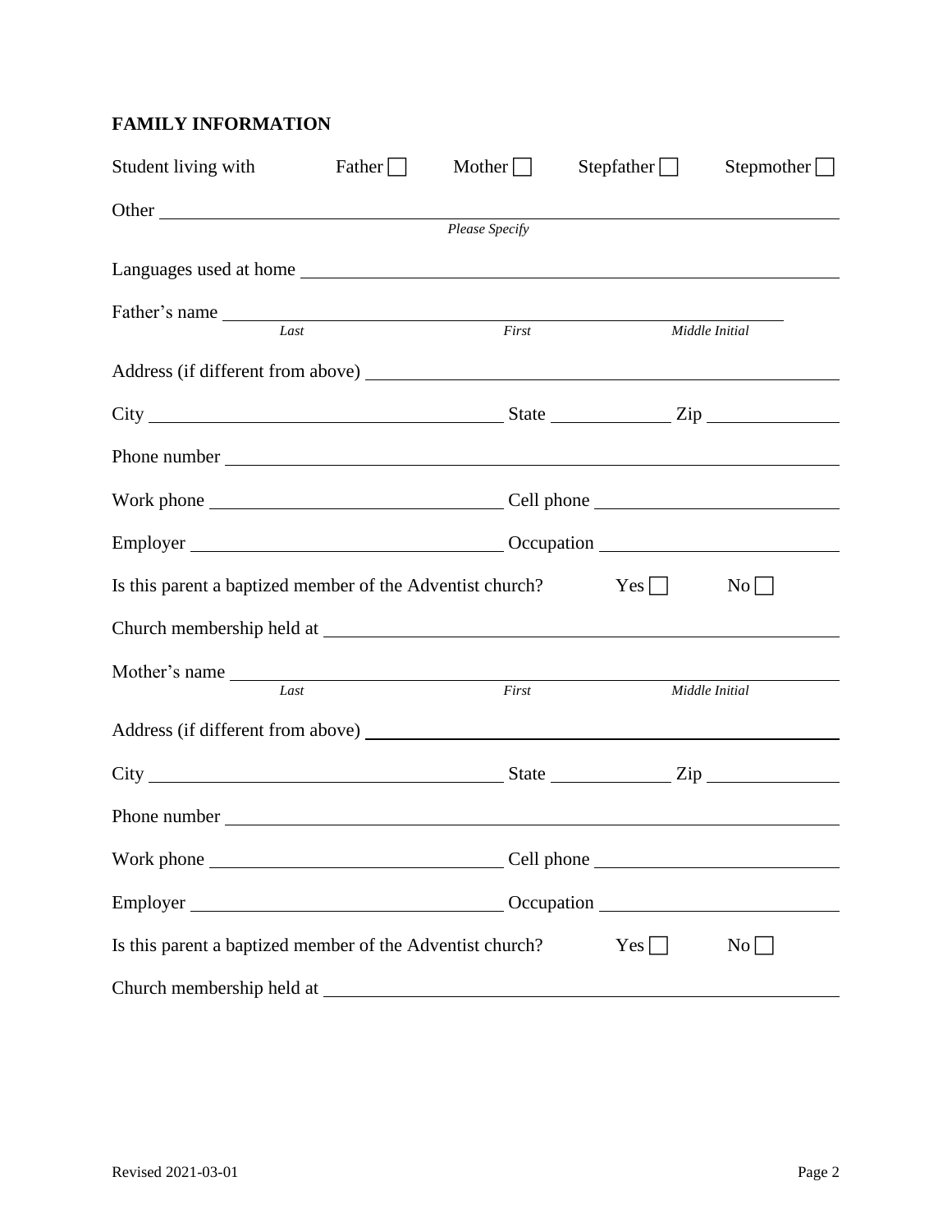## FAMILY INFORMATION

Student living with Father ☐ Mother ☐ Stepfather ☐ Stepmother ☐

Other \_\_\_\_\_\_\_\_\_\_\_\_\_\_\_\_\_\_\_\_\_\_\_\_\_\_\_\_\_\_\_\_\_\_\_\_\_\_\_\_
*Please Specify*

Languages used at home \_\_\_\_\_\_\_\_\_\_\_\_\_\_\_\_\_\_\_\_\_\_\_\_\_\_\_\_\_\_\_\_\_\_\_\_\_\_\_\_

Father's name \_\_\_\_\_\_\_\_\_\_\_\_\_\_\_\_\_\_\_\_\_\_\_\_\_\_\_\_\_\_\_\_\_\_\_\_\_\_\_\_
*Last* *First* *Middle Initial*

Address (if different from above) \_\_\_\_\_\_\_\_\_\_\_\_\_\_\_\_\_\_\_\_\_\_\_\_\_\_\_\_\_\_\_\_\_\_\_\_\_\_\_\_

City \_\_\_\_\_\_\_\_\_\_\_\_\_\_\_\_\_\_\_\_ State \_\_\_\_\_\_\_\_\_\_ Zip \_\_\_\_\_\_\_\_\_\_

Phone number \_\_\_\_\_\_\_\_\_\_\_\_\_\_\_\_\_\_\_\_\_\_\_\_\_\_\_\_\_\_\_\_\_\_\_\_\_\_\_\_

Work phone \_\_\_\_\_\_\_\_\_\_\_\_\_\_\_\_\_\_\_\_ Cell phone \_\_\_\_\_\_\_\_\_\_\_\_\_\_\_\_\_\_\_\_

Employer \_\_\_\_\_\_\_\_\_\_\_\_\_\_\_\_\_\_\_\_ Occupation \_\_\_\_\_\_\_\_\_\_\_\_\_\_\_\_\_\_\_\_

Is this parent a baptized member of the Adventist church? Yes ☐ No ☐

Church membership held at \_\_\_\_\_\_\_\_\_\_\_\_\_\_\_\_\_\_\_\_\_\_\_\_\_\_\_\_\_\_\_\_\_\_\_\_\_\_\_\_

Mother's name \_\_\_\_\_\_\_\_\_\_\_\_\_\_\_\_\_\_\_\_\_\_\_\_\_\_\_\_\_\_\_\_\_\_\_\_\_\_\_\_
*Last* *First* *Middle Initial*

Address (if different from above) \_\_\_\_\_\_\_\_\_\_\_\_\_\_\_\_\_\_\_\_\_\_\_\_\_\_\_\_\_\_\_\_\_\_\_\_\_\_\_\_

City \_\_\_\_\_\_\_\_\_\_\_\_\_\_\_\_\_\_\_\_ State \_\_\_\_\_\_\_\_\_\_ Zip \_\_\_\_\_\_\_\_\_\_

Phone number \_\_\_\_\_\_\_\_\_\_\_\_\_\_\_\_\_\_\_\_\_\_\_\_\_\_\_\_\_\_\_\_\_\_\_\_\_\_\_\_

Work phone \_\_\_\_\_\_\_\_\_\_\_\_\_\_\_\_\_\_\_\_ Cell phone \_\_\_\_\_\_\_\_\_\_\_\_\_\_\_\_\_\_\_\_

Employer \_\_\_\_\_\_\_\_\_\_\_\_\_\_\_\_\_\_\_\_ Occupation \_\_\_\_\_\_\_\_\_\_\_\_\_\_\_\_\_\_\_\_

Is this parent a baptized member of the Adventist church? Yes ☐ No ☐

Church membership held at \_\_\_\_\_\_\_\_\_\_\_\_\_\_\_\_\_\_\_\_\_\_\_\_\_\_\_\_\_\_\_\_\_\_\_\_\_\_\_\_

Revised 2021-03-01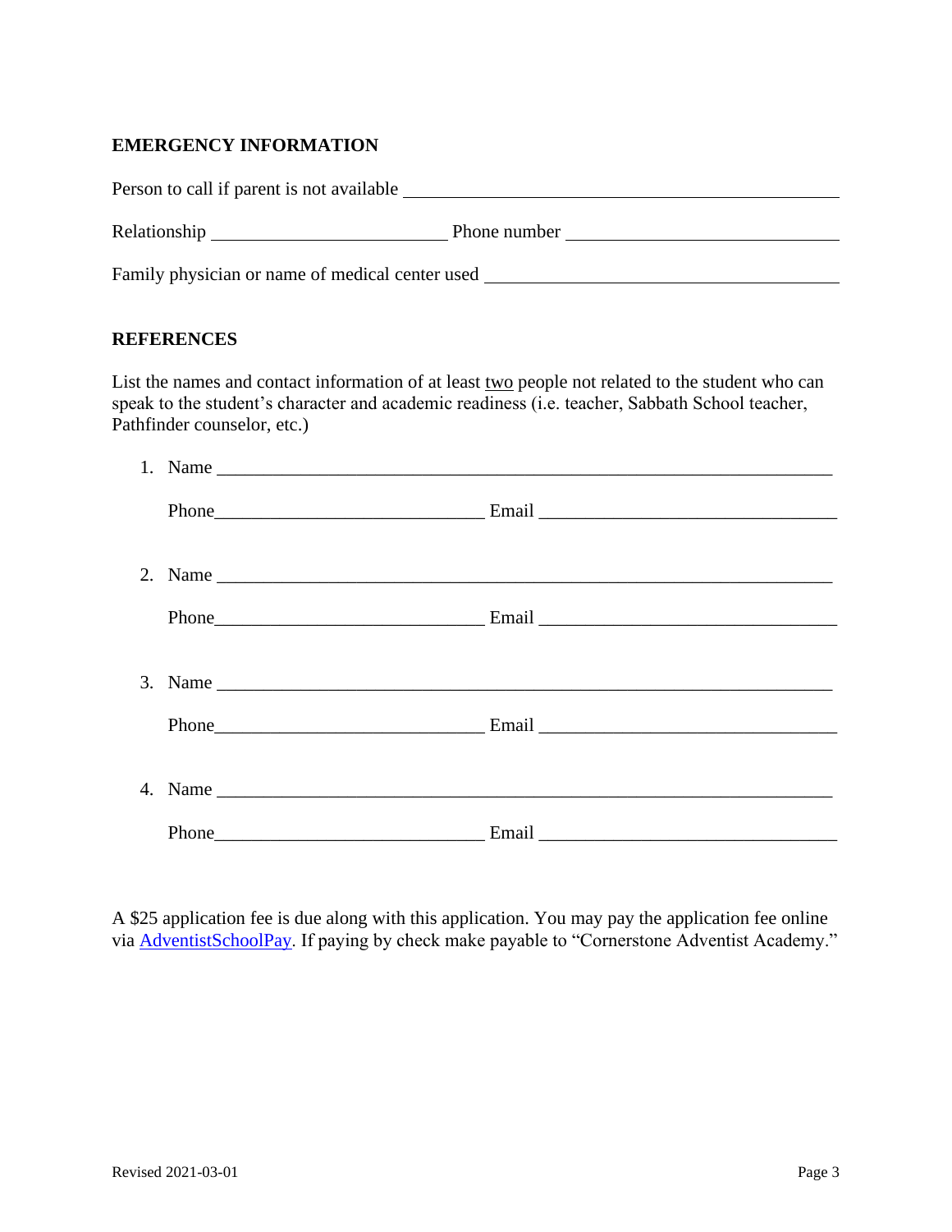**EMERGENCY INFORMATION**

Person to call if parent is not available ______________________________

Relationship ____________________ Phone number ______________________

Family physician or name of medical center used ______________________

**REFERENCES**

List the names and contact information of at least two people not related to the student who can speak to the student's character and academic readiness (i.e. teacher, Sabbath School teacher, Pathfinder counselor, etc.)

1. Name ______________________________

   Phone______________________ Email ______________________

2. Name ______________________________

   Phone______________________ Email ______________________

3. Name ______________________________

   Phone______________________ Email ______________________

4. Name ______________________________

   Phone______________________ Email ______________________

A $25 application fee is due along with this application. You may pay the application fee online via AdventistSchoolPay. If paying by check make payable to "Cornerstone Adventist Academy."

Revised 2021-03-01